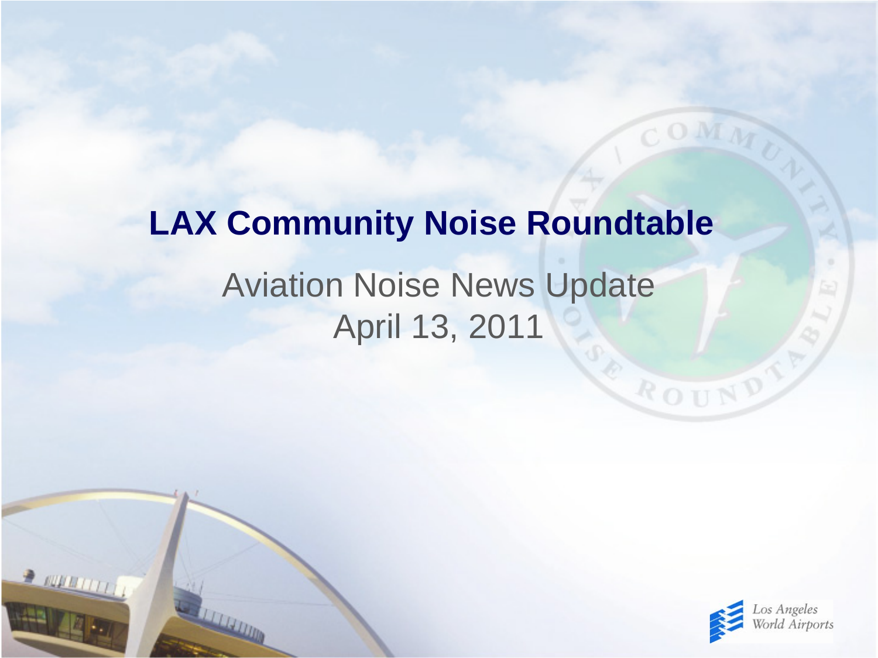# LAX Community Noise Roundtable

## Aviation Noise News Update
## April 13, 2011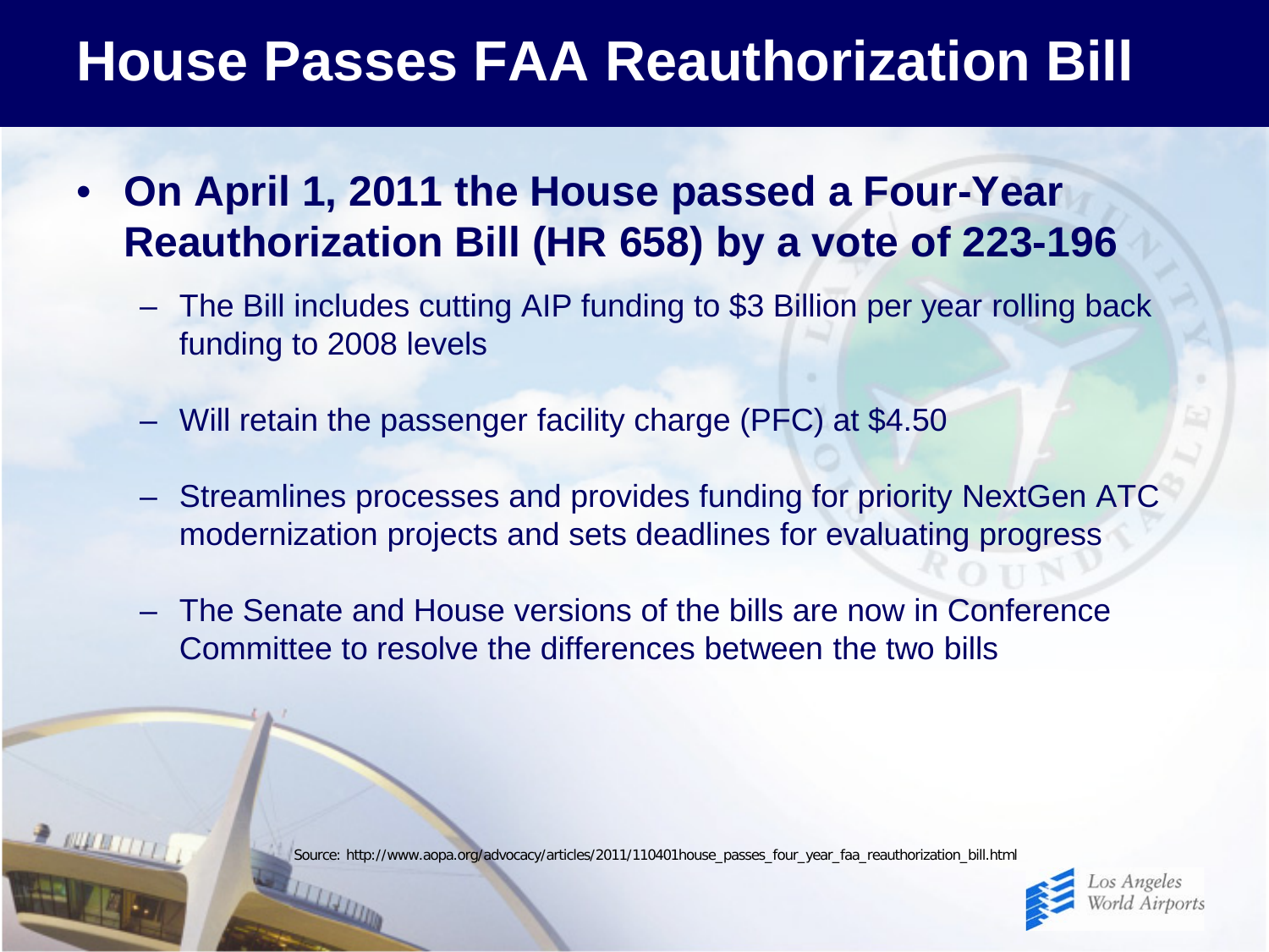# House Passes FAA Reauthorization Bill

- **On April 1, 2011 the House passed a Four-Year Reauthorization Bill (HR 658) by a vote of 223-196**
  - The Bill includes cutting AIP funding to $3 Billion per year rolling back funding to 2008 levels
  - Will retain the passenger facility charge (PFC) at $4.50
  - Streamlines processes and provides funding for priority NextGen ATC modernization projects and sets deadlines for evaluating progress
  - The Senate and House versions of the bills are now in Conference Committee to resolve the differences between the two bills

Source: http://www.aopa.org/advocacy/articles/2011/110401house_passes_four_year_faa_reauthorization_bill.html

Los Angeles World Airports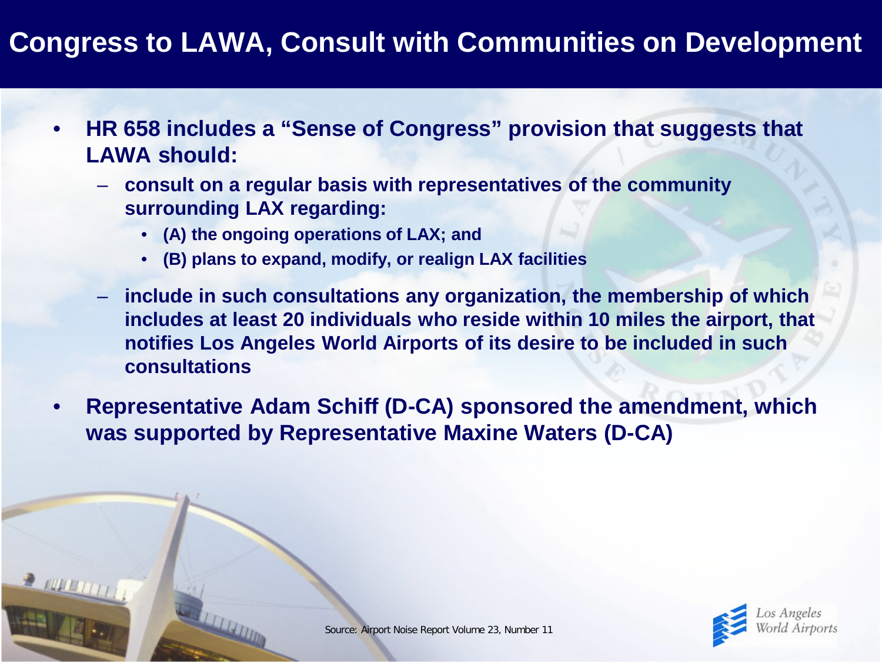# Congress to LAWA, Consult with Communities on Development

- **HR 658 includes a "Sense of Congress" provision that suggests that LAWA should:**
  - **consult on a regular basis with representatives of the community surrounding LAX regarding:**
    - **(A) the ongoing operations of LAX; and**
    - **(B) plans to expand, modify, or realign LAX facilities**
  - **include in such consultations any organization, the membership of which includes at least 20 individuals who reside within 10 miles the airport, that notifies Los Angeles World Airports of its desire to be included in such consultations**
- **Representative Adam Schiff (D-CA) sponsored the amendment, which was supported by Representative Maxine Waters (D-CA)**

Source: Airport Noise Report Volume 23, Number 11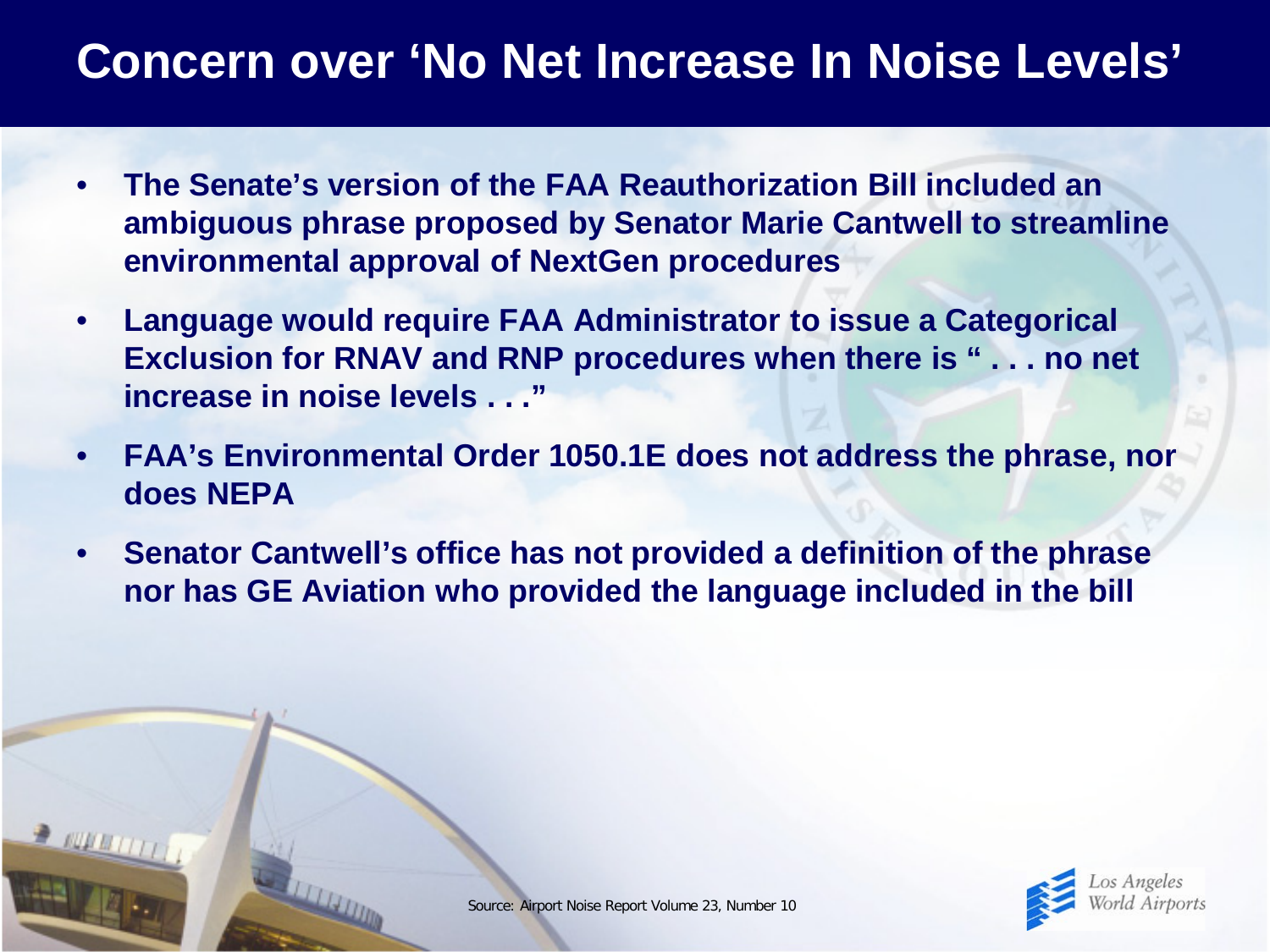# Concern over 'No Net Increase In Noise Levels'

- **The Senate's version of the FAA Reauthorization Bill included an ambiguous phrase proposed by Senator Marie Cantwell to streamline environmental approval of NextGen procedures**
- **Language would require FAA Administrator to issue a Categorical Exclusion for RNAV and RNP procedures when there is " . . . no net increase in noise levels . . ."**
- **FAA's Environmental Order 1050.1E does not address the phrase, nor does NEPA**
- **Senator Cantwell's office has not provided a definition of the phrase nor has GE Aviation who provided the language included in the bill**

Source: Airport Noise Report Volume 23, Number 10

Los Angeles World Airports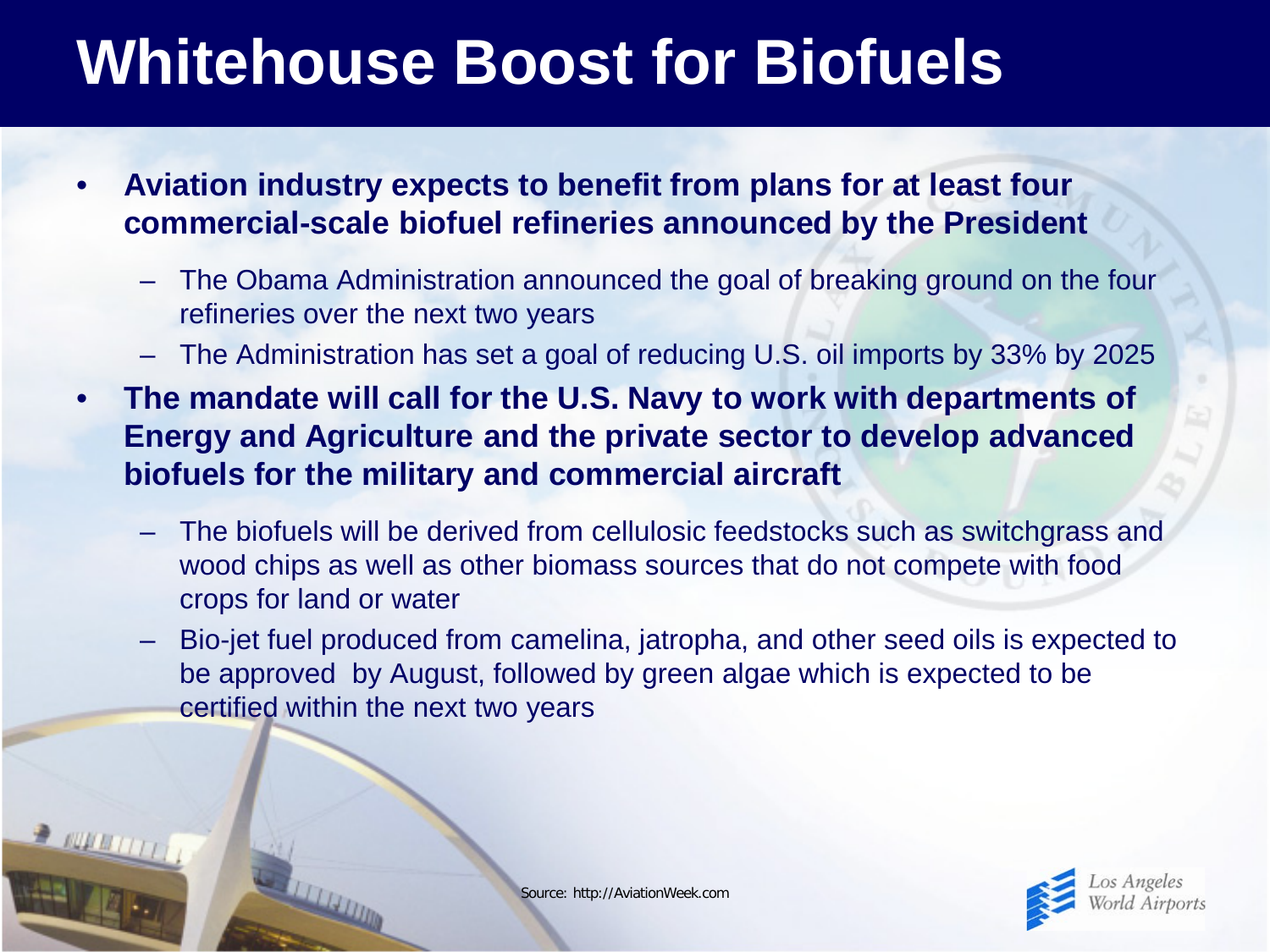# Whitehouse Boost for Biofuels

- **Aviation industry expects to benefit from plans for at least four commercial-scale biofuel refineries announced by the President**
  - The Obama Administration announced the goal of breaking ground on the four refineries over the next two years
  - The Administration has set a goal of reducing U.S. oil imports by 33% by 2025
- **The mandate will call for the U.S. Navy to work with departments of Energy and Agriculture and the private sector to develop advanced biofuels for the military and commercial aircraft**
  - The biofuels will be derived from cellulosic feedstocks such as switchgrass and wood chips as well as other biomass sources that do not compete with food crops for land or water
  - Bio-jet fuel produced from camelina, jatropha, and other seed oils is expected to be approved by August, followed by green algae which is expected to be certified within the next two years

Source: http://AviationWeek.com

Los Angeles World Airports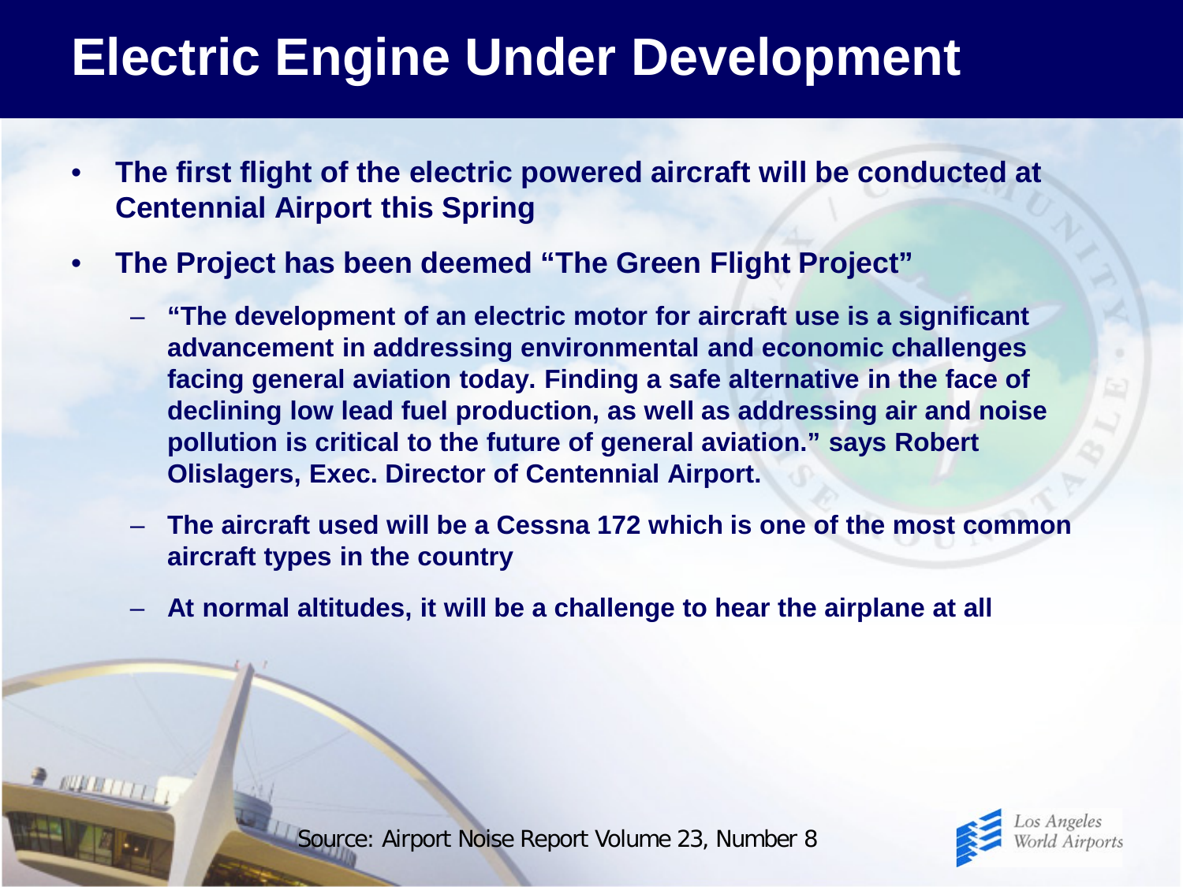# Electric Engine Under Development

- **The first flight of the electric powered aircraft will be conducted at Centennial Airport this Spring**
- **The Project has been deemed "The Green Flight Project"**
  - **"The development of an electric motor for aircraft use is a significant advancement in addressing environmental and economic challenges facing general aviation today. Finding a safe alternative in the face of declining low lead fuel production, as well as addressing air and noise pollution is critical to the future of general aviation." says Robert Olislagers, Exec. Director of Centennial Airport.**
  - **The aircraft used will be a Cessna 172 which is one of the most common aircraft types in the country**
  - **At normal altitudes, it will be a challenge to hear the airplane at all**

Source: Airport Noise Report Volume 23, Number 8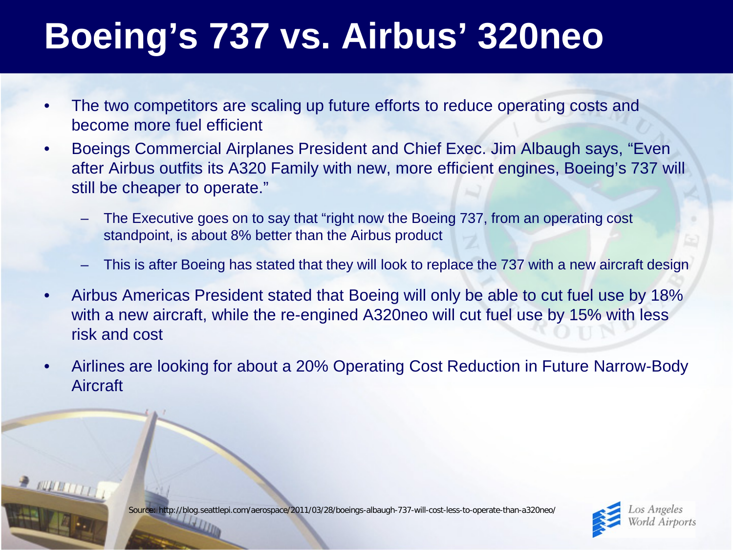# Boeing’s 737 vs. Airbus’ 320neo

- The two competitors are scaling up future efforts to reduce operating costs and become more fuel efficient
- Boeings Commercial Airplanes President and Chief Exec. Jim Albaugh says, “Even after Airbus outfits its A320 Family with new, more efficient engines, Boeing’s 737 will still be cheaper to operate.”
  - The Executive goes on to say that “right now the Boeing 737, from an operating cost standpoint, is about 8% better than the Airbus product
  - This is after Boeing has stated that they will look to replace the 737 with a new aircraft design
- Airbus Americas President stated that Boeing will only be able to cut fuel use by 18% with a new aircraft, while the re-engined A320neo will cut fuel use by 15% with less risk and cost
- Airlines are looking for about a 20% Operating Cost Reduction in Future Narrow-Body Aircraft

Source: http://blog.seattlepi.com/aerospace/2011/03/28/boeings-albaugh-737-will-cost-less-to-operate-than-a320neo/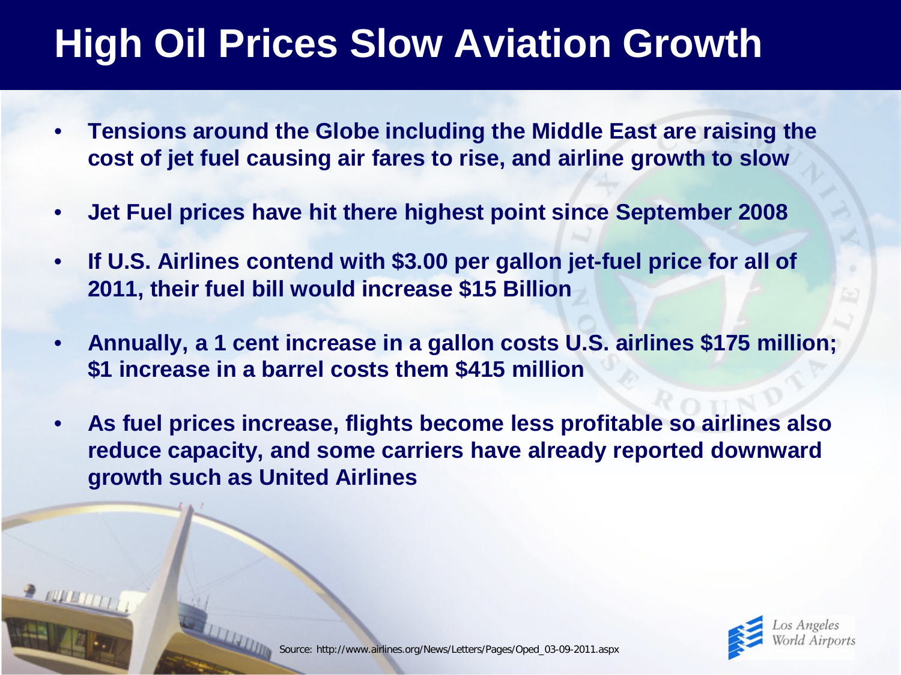# High Oil Prices Slow Aviation Growth

- **Tensions around the Globe including the Middle East are raising the cost of jet fuel causing air fares to rise, and airline growth to slow**
- **Jet Fuel prices have hit there highest point since September 2008**
- **If U.S. Airlines contend with $3.00 per gallon jet-fuel price for all of 2011, their fuel bill would increase $15 Billion**
- **Annually, a 1 cent increase in a gallon costs U.S. airlines $175 million; $1 increase in a barrel costs them $415 million**
- **As fuel prices increase, flights become less profitable so airlines also reduce capacity, and some carriers have already reported downward growth such as United Airlines**

Source: http://www.airlines.org/News/Letters/Pages/Oped_03-09-2011.aspx

Los Angeles World Airports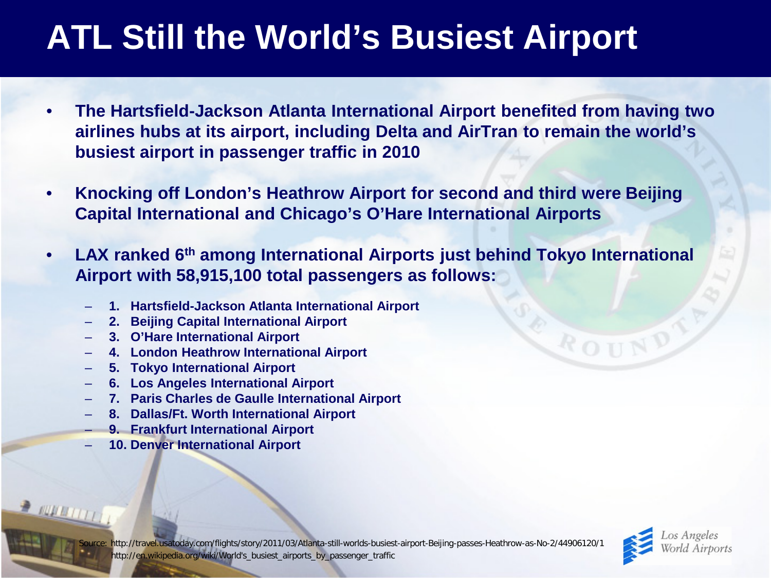# ATL Still the World's Busiest Airport

- **The Hartsfield-Jackson Atlanta International Airport benefited from having two airlines hubs at its airport, including Delta and AirTran to remain the world's busiest airport in passenger traffic in 2010**
- **Knocking off London's Heathrow Airport for second and third were Beijing Capital International and Chicago's O'Hare International Airports**
- **LAX ranked 6th among International Airports just behind Tokyo International Airport with 58,915,100 total passengers as follows:**
  - **1. Hartsfield-Jackson Atlanta International Airport**
  - **2. Beijing Capital International Airport**
  - **3. O'Hare International Airport**
  - **4. London Heathrow International Airport**
  - **5. Tokyo International Airport**
  - **6. Los Angeles International Airport**
  - **7. Paris Charles de Gaulle International Airport**
  - **8. Dallas/Ft. Worth International Airport**
  - **9. Frankfurt International Airport**
  - **10. Denver International Airport**

Source: http://travel.usatoday.com/flights/story/2011/03/Atlanta-still-worlds-busiest-airport-Beijing-passes-Heathrow-as-No-2/44906120/1
http://en.wikipedia.org/wiki/World's_busiest_airports_by_passenger_traffic

Los Angeles World Airports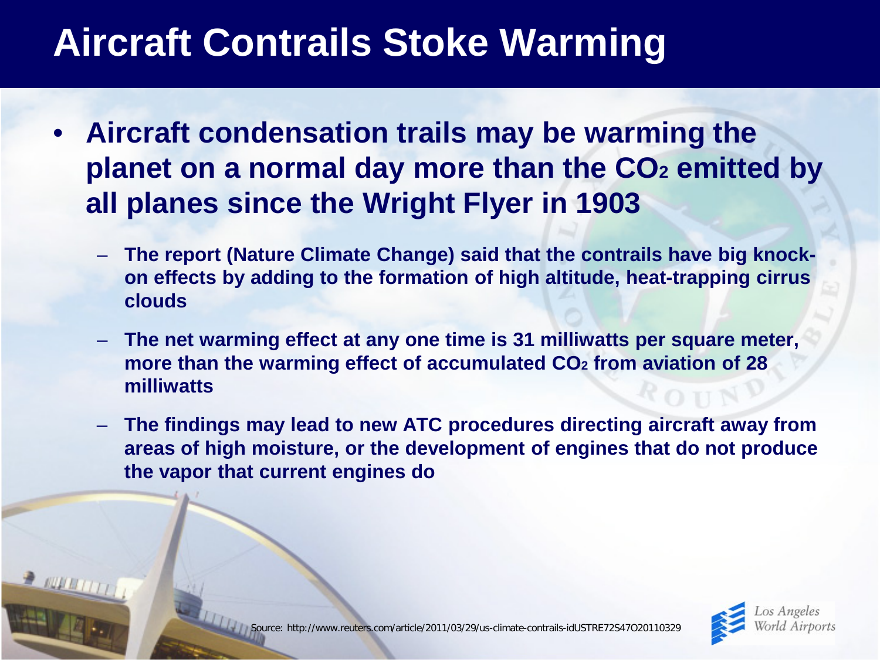# Aircraft Contrails Stoke Warming

- **Aircraft condensation trails may be warming the planet on a normal day more than the $CO_2$ emitted by all planes since the Wright Flyer in 1903**
  - **The report (Nature Climate Change) said that the contrails have big knock-on effects by adding to the formation of high altitude, heat-trapping cirrus clouds**
  - **The net warming effect at any one time is 31 milliwatts per square meter, more than the warming effect of accumulated $CO_2$ from aviation of 28 milliwatts**
  - **The findings may lead to new ATC procedures directing aircraft away from areas of high moisture, or the development of engines that do not produce the vapor that current engines do**

Source: http://www.reuters.com/article/2011/03/29/us-climate-contrails-idUSTRE72S47O20110329

Los Angeles World Airports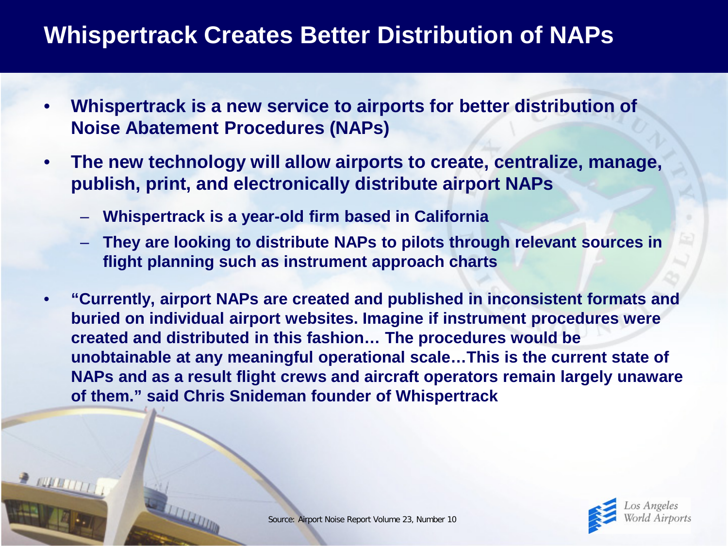# Whispertrack Creates Better Distribution of NAPs

- **Whispertrack is a new service to airports for better distribution of Noise Abatement Procedures (NAPs)**
- **The new technology will allow airports to create, centralize, manage, publish, print, and electronically distribute airport NAPs**
  - **Whispertrack is a year-old firm based in California**
  - **They are looking to distribute NAPs to pilots through relevant sources in flight planning such as instrument approach charts**
- **"Currently, airport NAPs are created and published in inconsistent formats and buried on individual airport websites. Imagine if instrument procedures were created and distributed in this fashion… The procedures would be unobtainable at any meaningful operational scale…This is the current state of NAPs and as a result flight crews and aircraft operators remain largely unaware of them." said Chris Snideman founder of Whispertrack**

Source: Airport Noise Report Volume 23, Number 10

Los Angeles World Airports